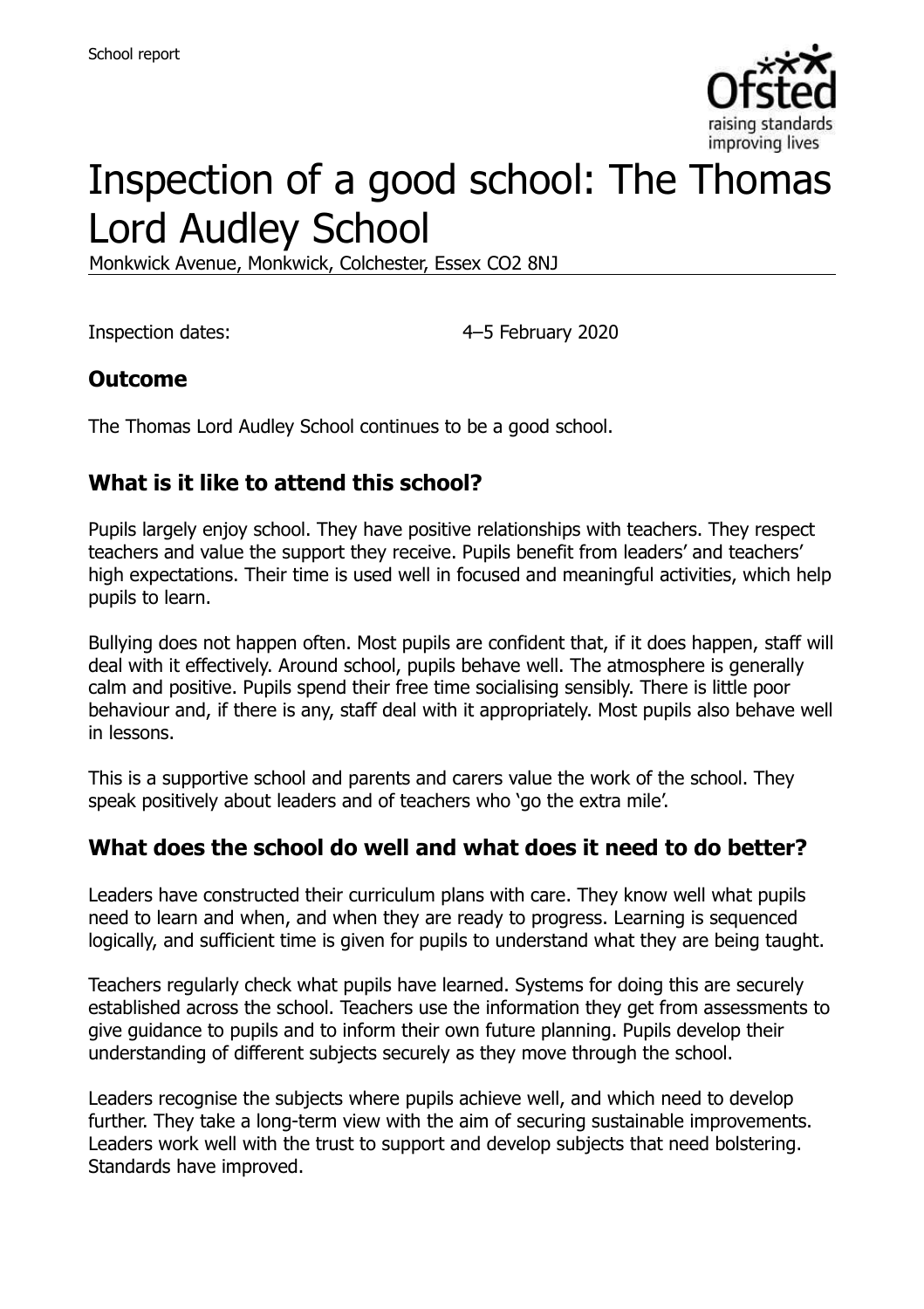# Inspection of a good school: The Thomas Lord Audley School

Monkwick Avenue, Monkwick, Colchester, Essex CO2 8NJ

Inspection dates: 4–5 February 2020

## Outcome

The Thomas Lord Audley School continues to be a good school.

## What is it like to attend this school?

Pupils largely enjoy school. They have positive relationships with teachers. They respect teachers and value the support they receive. Pupils benefit from leaders' and teachers' high expectations. Their time is used well in focused and meaningful activities, which help pupils to learn.

Bullying does not happen often. Most pupils are confident that, if it does happen, staff will deal with it effectively. Around school, pupils behave well. The atmosphere is generally calm and positive. Pupils spend their free time socialising sensibly. There is little poor behaviour and, if there is any, staff deal with it appropriately. Most pupils also behave well in lessons.

This is a supportive school and parents and carers value the work of the school. They speak positively about leaders and of teachers who 'go the extra mile'.

## What does the school do well and what does it need to do better?

Leaders have constructed their curriculum plans with care. They know well what pupils need to learn and when, and when they are ready to progress. Learning is sequenced logically, and sufficient time is given for pupils to understand what they are being taught.

Teachers regularly check what pupils have learned. Systems for doing this are securely established across the school. Teachers use the information they get from assessments to give guidance to pupils and to inform their own future planning. Pupils develop their understanding of different subjects securely as they move through the school.

Leaders recognise the subjects where pupils achieve well, and which need to develop further. They take a long-term view with the aim of securing sustainable improvements. Leaders work well with the trust to support and develop subjects that need bolstering. Standards have improved.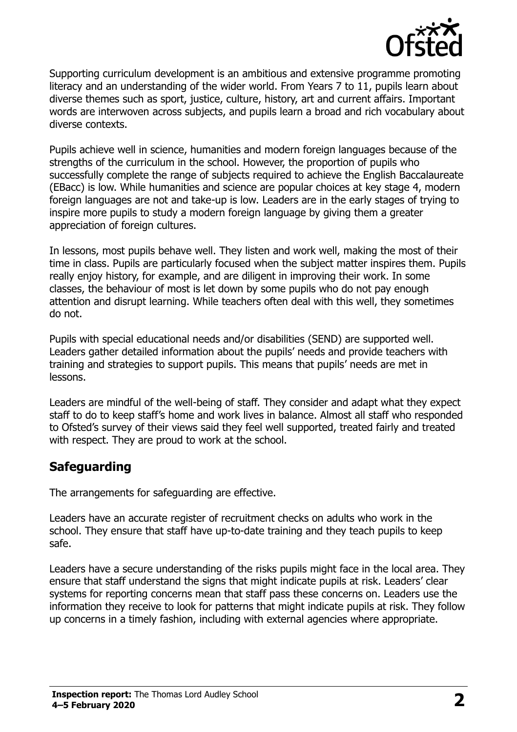Supporting curriculum development is an ambitious and extensive programme promoting literacy and an understanding of the wider world. From Years 7 to 11, pupils learn about diverse themes such as sport, justice, culture, history, art and current affairs. Important words are interwoven across subjects, and pupils learn a broad and rich vocabulary about diverse contexts.

Pupils achieve well in science, humanities and modern foreign languages because of the strengths of the curriculum in the school. However, the proportion of pupils who successfully complete the range of subjects required to achieve the English Baccalaureate (EBacc) is low. While humanities and science are popular choices at key stage 4, modern foreign languages are not and take-up is low. Leaders are in the early stages of trying to inspire more pupils to study a modern foreign language by giving them a greater appreciation of foreign cultures.

In lessons, most pupils behave well. They listen and work well, making the most of their time in class. Pupils are particularly focused when the subject matter inspires them. Pupils really enjoy history, for example, and are diligent in improving their work. In some classes, the behaviour of most is let down by some pupils who do not pay enough attention and disrupt learning. While teachers often deal with this well, they sometimes do not.

Pupils with special educational needs and/or disabilities (SEND) are supported well. Leaders gather detailed information about the pupils' needs and provide teachers with training and strategies to support pupils. This means that pupils' needs are met in lessons.

Leaders are mindful of the well-being of staff. They consider and adapt what they expect staff to do to keep staff's home and work lives in balance. Almost all staff who responded to Ofsted's survey of their views said they feel well supported, treated fairly and treated with respect. They are proud to work at the school.

## Safeguarding

The arrangements for safeguarding are effective.

Leaders have an accurate register of recruitment checks on adults who work in the school. They ensure that staff have up-to-date training and they teach pupils to keep safe.

Leaders have a secure understanding of the risks pupils might face in the local area. They ensure that staff understand the signs that might indicate pupils at risk. Leaders' clear systems for reporting concerns mean that staff pass these concerns on. Leaders use the information they receive to look for patterns that might indicate pupils at risk. They follow up concerns in a timely fashion, including with external agencies where appropriate.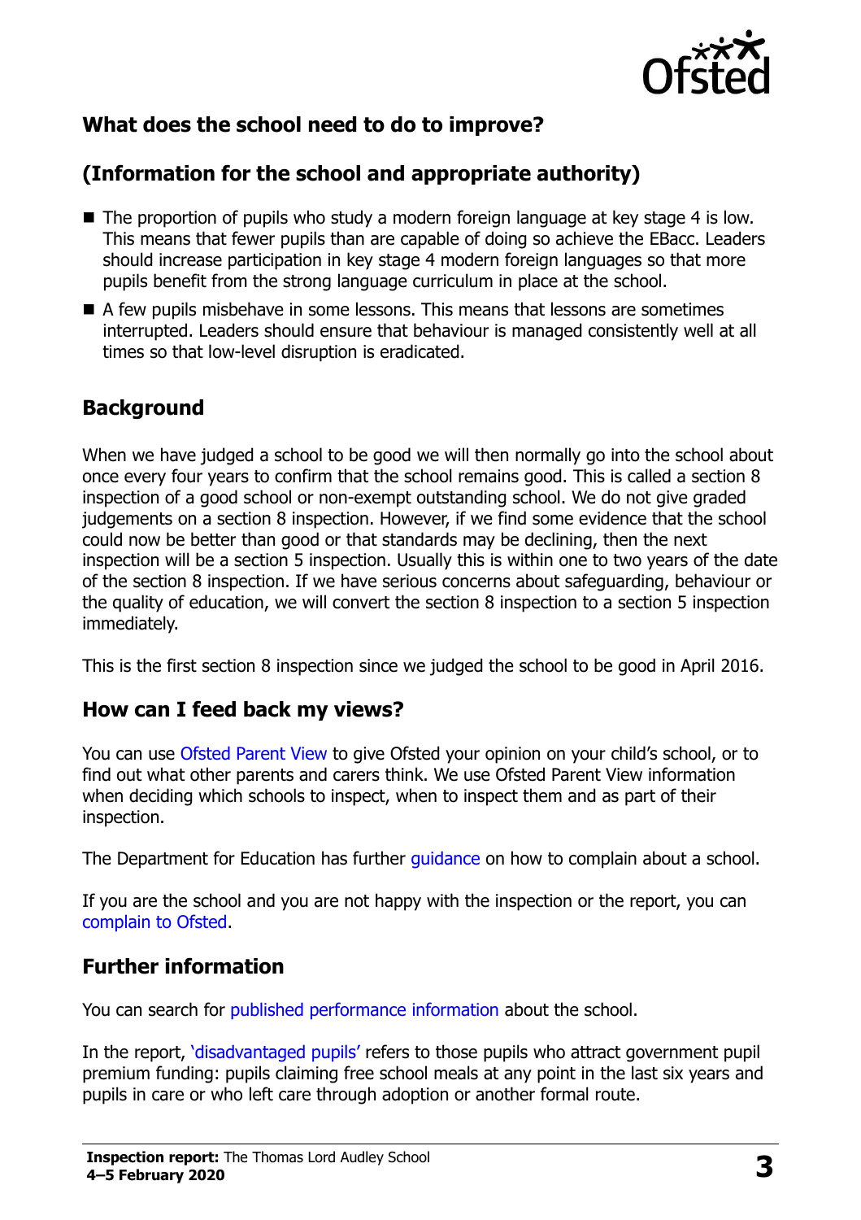## What does the school need to do to improve?

## (Information for the school and appropriate authority)

- The proportion of pupils who study a modern foreign language at key stage 4 is low. This means that fewer pupils than are capable of doing so achieve the EBacc. Leaders should increase participation in key stage 4 modern foreign languages so that more pupils benefit from the strong language curriculum in place at the school.
- A few pupils misbehave in some lessons. This means that lessons are sometimes interrupted. Leaders should ensure that behaviour is managed consistently well at all times so that low-level disruption is eradicated.

## Background

When we have judged a school to be good we will then normally go into the school about once every four years to confirm that the school remains good. This is called a section 8 inspection of a good school or non-exempt outstanding school. We do not give graded judgements on a section 8 inspection. However, if we find some evidence that the school could now be better than good or that standards may be declining, then the next inspection will be a section 5 inspection. Usually this is within one to two years of the date of the section 8 inspection. If we have serious concerns about safeguarding, behaviour or the quality of education, we will convert the section 8 inspection to a section 5 inspection immediately.

This is the first section 8 inspection since we judged the school to be good in April 2016.

## How can I feed back my views?

You can use Ofsted Parent View to give Ofsted your opinion on your child's school, or to find out what other parents and carers think. We use Ofsted Parent View information when deciding which schools to inspect, when to inspect them and as part of their inspection.

The Department for Education has further guidance on how to complain about a school.

If you are the school and you are not happy with the inspection or the report, you can complain to Ofsted.

## Further information

You can search for published performance information about the school.

In the report, 'disadvantaged pupils' refers to those pupils who attract government pupil premium funding: pupils claiming free school meals at any point in the last six years and pupils in care or who left care through adoption or another formal route.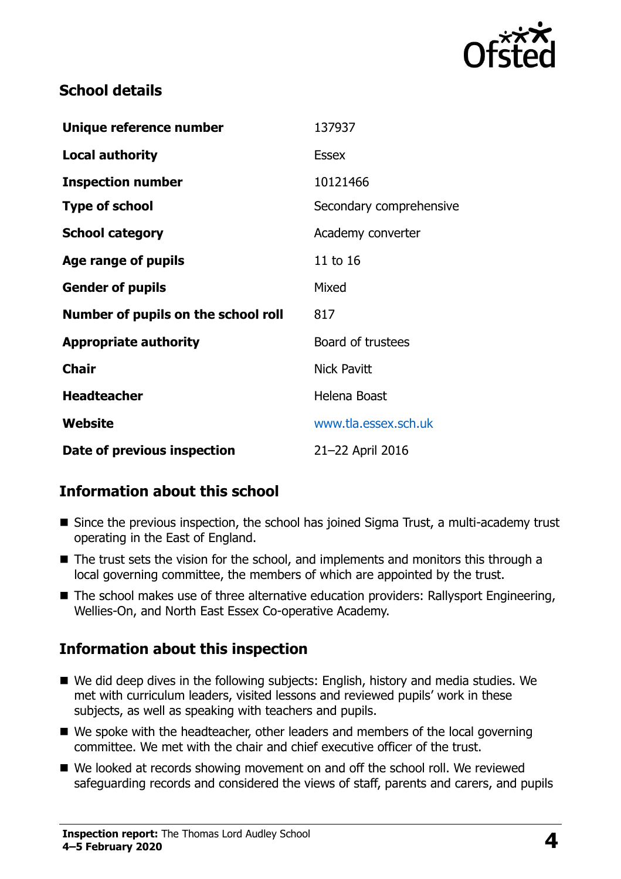## School details

| | |
|---|---|
| **Unique reference number** | 137937 |
| **Local authority** | Essex |
| **Inspection number** | 10121466 |
| **Type of school** | Secondary comprehensive |
| **School category** | Academy converter |
| **Age range of pupils** | 11 to 16 |
| **Gender of pupils** | Mixed |
| **Number of pupils on the school roll** | 817 |
| **Appropriate authority** | Board of trustees |
| **Chair** | Nick Pavitt |
| **Headteacher** | Helena Boast |
| **Website** | www.tla.essex.sch.uk |
| **Date of previous inspection** | 21–22 April 2016 |

## Information about this school

- Since the previous inspection, the school has joined Sigma Trust, a multi-academy trust operating in the East of England.
- The trust sets the vision for the school, and implements and monitors this through a local governing committee, the members of which are appointed by the trust.
- The school makes use of three alternative education providers: Rallysport Engineering, Wellies-On, and North East Essex Co-operative Academy.

## Information about this inspection

- We did deep dives in the following subjects: English, history and media studies. We met with curriculum leaders, visited lessons and reviewed pupils' work in these subjects, as well as speaking with teachers and pupils.
- We spoke with the headteacher, other leaders and members of the local governing committee. We met with the chair and chief executive officer of the trust.
- We looked at records showing movement on and off the school roll. We reviewed safeguarding records and considered the views of staff, parents and carers, and pupils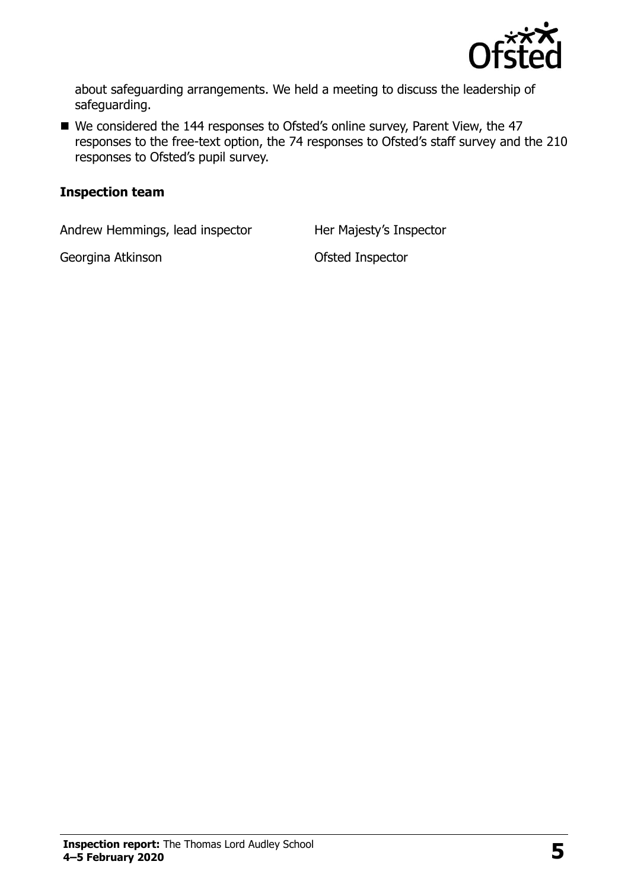about safeguarding arrangements. We held a meeting to discuss the leadership of safeguarding.

- We considered the 144 responses to Ofsted's online survey, Parent View, the 47 responses to the free-text option, the 74 responses to Ofsted's staff survey and the 210 responses to Ofsted's pupil survey.

### Inspection team

| | |
|---|---|
| Andrew Hemmings, lead inspector | Her Majesty's Inspector |
| Georgina Atkinson | Ofsted Inspector |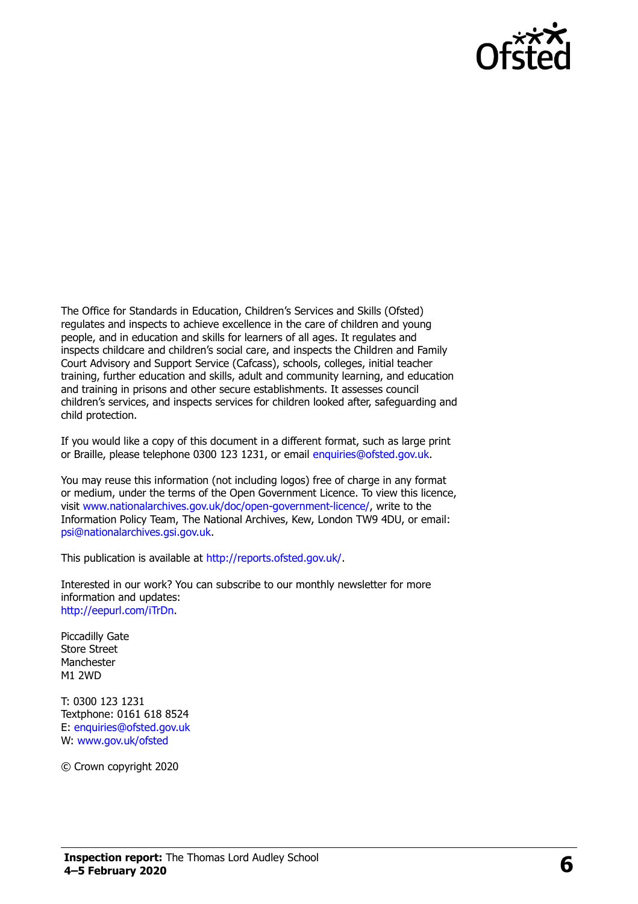The Office for Standards in Education, Children's Services and Skills (Ofsted) regulates and inspects to achieve excellence in the care of children and young people, and in education and skills for learners of all ages. It regulates and inspects childcare and children's social care, and inspects the Children and Family Court Advisory and Support Service (Cafcass), schools, colleges, initial teacher training, further education and skills, adult and community learning, and education and training in prisons and other secure establishments. It assesses council children's services, and inspects services for children looked after, safeguarding and child protection.

If you would like a copy of this document in a different format, such as large print or Braille, please telephone 0300 123 1231, or email enquiries@ofsted.gov.uk.

You may reuse this information (not including logos) free of charge in any format or medium, under the terms of the Open Government Licence. To view this licence, visit www.nationalarchives.gov.uk/doc/open-government-licence/, write to the Information Policy Team, The National Archives, Kew, London TW9 4DU, or email: psi@nationalarchives.gsi.gov.uk.

This publication is available at http://reports.ofsted.gov.uk/.

Interested in our work? You can subscribe to our monthly newsletter for more information and updates: http://eepurl.com/iTrDn.

Piccadilly Gate
Store Street
Manchester
M1 2WD

T: 0300 123 1231
Textphone: 0161 618 8524
E: enquiries@ofsted.gov.uk
W: www.gov.uk/ofsted

© Crown copyright 2020